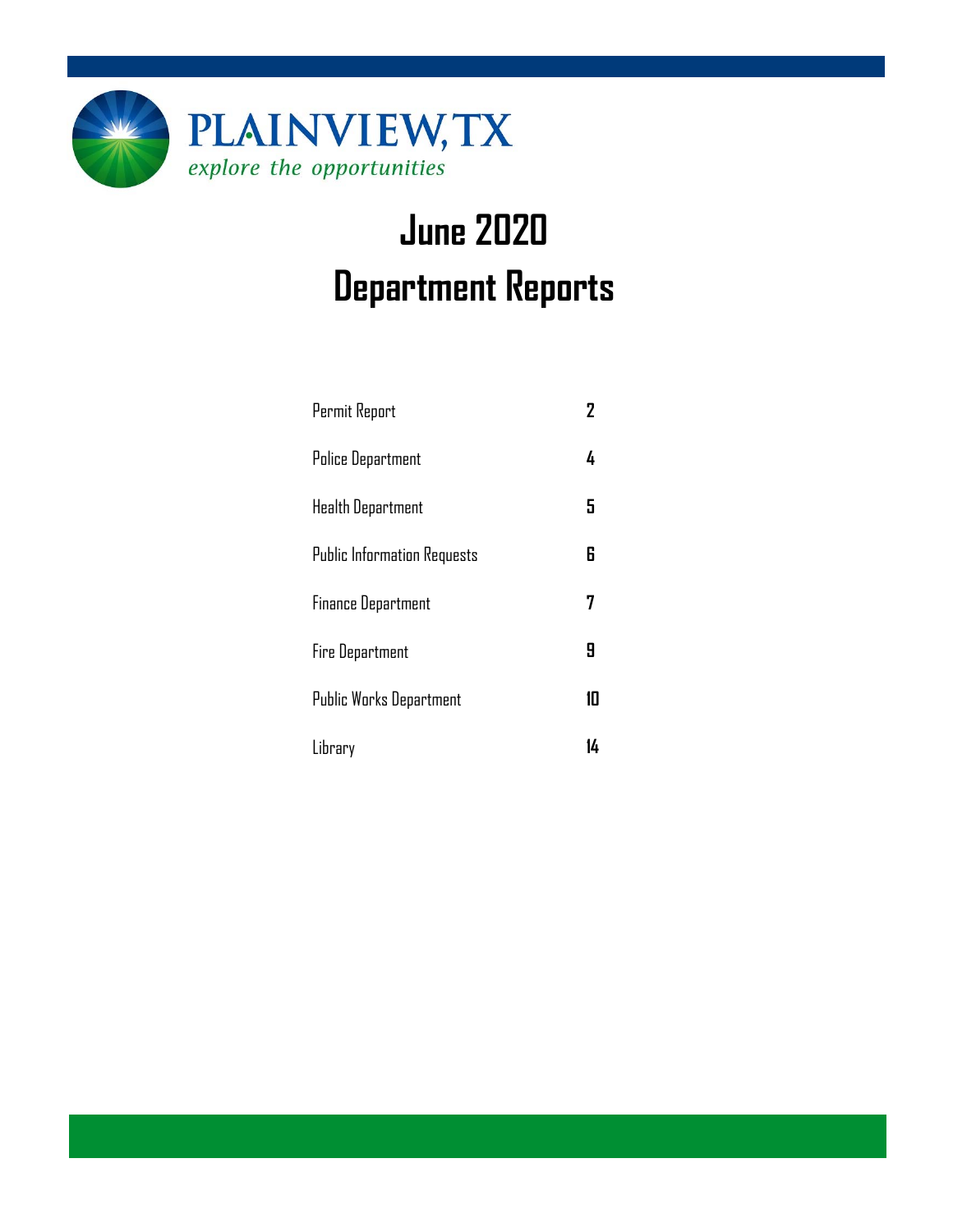PLAINVIEW, TX

*explore the opportunities*

# June 2020
# Department Reports

| | |
|---|---|
| Permit Report | 2 |
| Police Department | 4 |
| Health Department | 5 |
| Public Information Requests | 6 |
| Finance Department | 7 |
| Fire Department | 9 |
| Public Works Department | 10 |
| Library | 14 |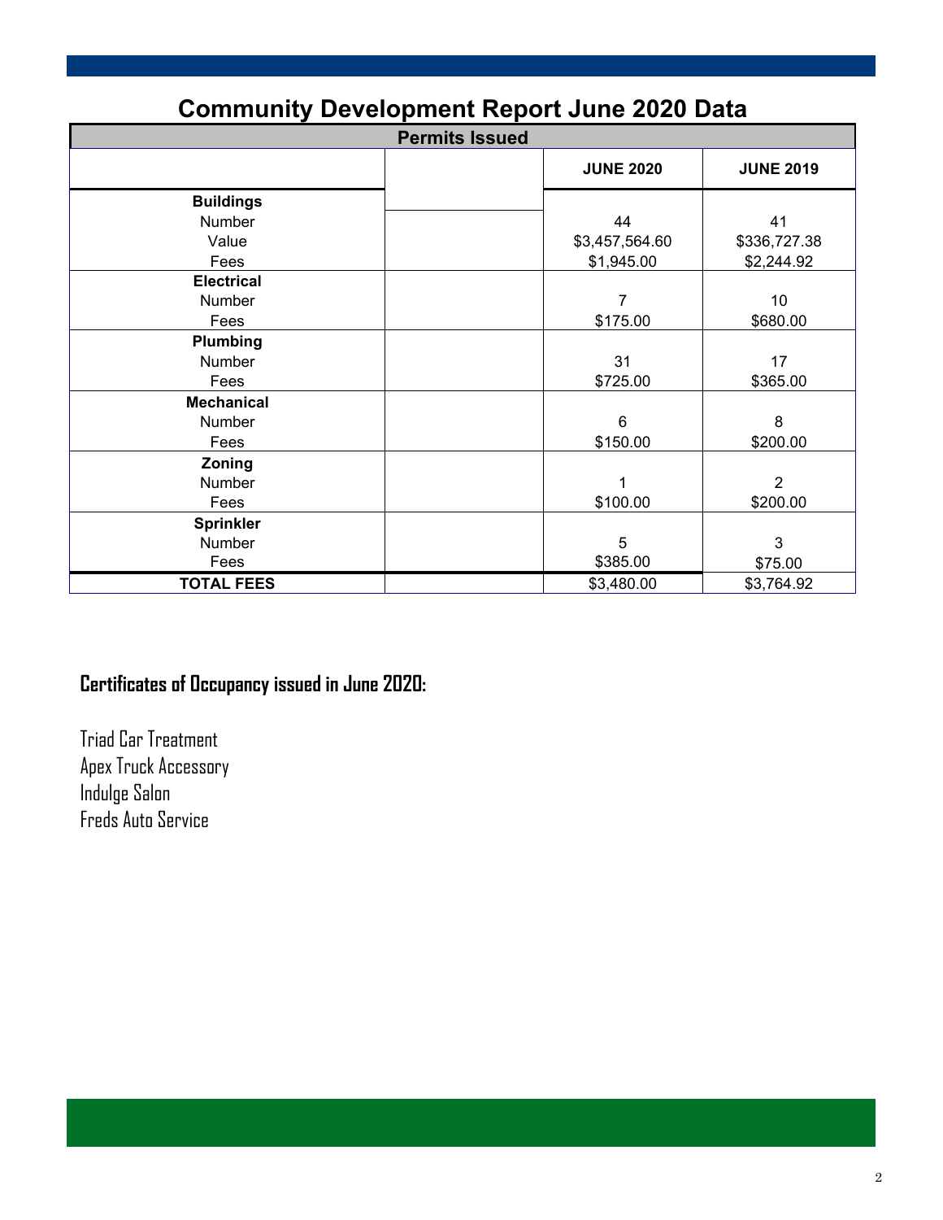# Community Development Report June 2020 Data

| Permits Issued | | JUNE 2020 | JUNE 2019 |
|---|---|---|---|
| **Buildings** | | | |
| Number | | 44 | 41 |
| Value | | $3,457,564.60 | $336,727.38 |
| Fees | | $1,945.00 | $2,244.92 |
| **Electrical** | | | |
| Number | | 7 | 10 |
| Fees | | $175.00 | $680.00 |
| **Plumbing** | | | |
| Number | | 31 | 17 |
| Fees | | $725.00 | $365.00 |
| **Mechanical** | | | |
| Number | | 6 | 8 |
| Fees | | $150.00 | $200.00 |
| **Zoning** | | | |
| Number | | 1 | 2 |
| Fees | | $100.00 | $200.00 |
| **Sprinkler** | | | |
| Number | | 5 | 3 |
| Fees | | $385.00 | $75.00 |
| **TOTAL FEES** | | $3,480.00 | $3,764.92 |

## Certificates of Occupancy issued in June 2020:

Triad Car Treatment
Apex Truck Accessory
Indulge Salon
Freds Auto Service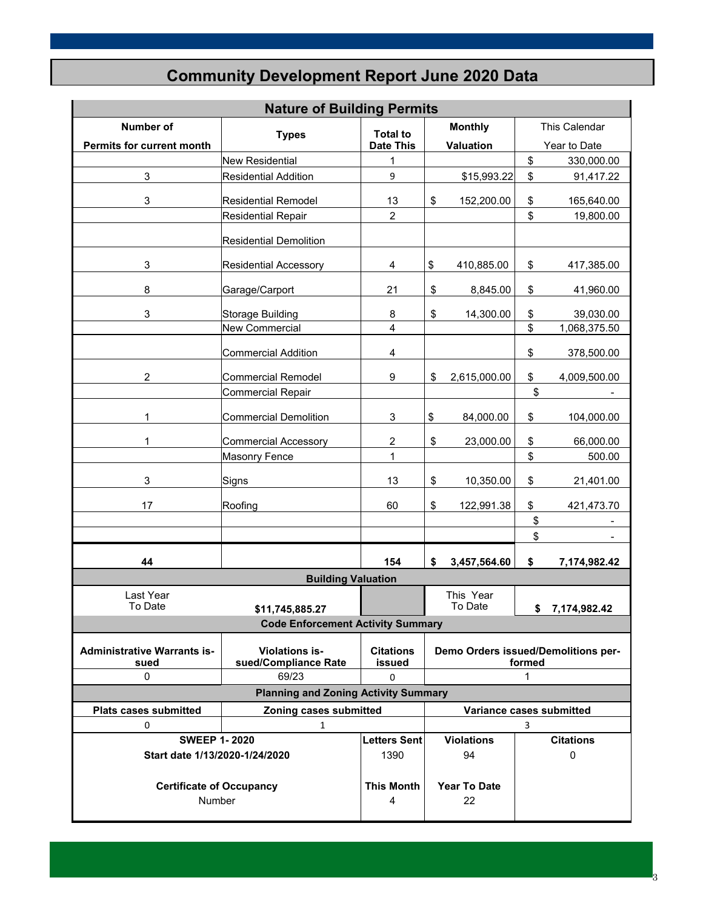# Community Development Report June 2020 Data

## Nature of Building Permits

| Number of Permits for current month | Types | Total to Date This | Monthly Valuation | This Calendar Year to Date |
|---|---|---|---|---|
| | New Residential | 1 | | $ 330,000.00 |
| 3 | Residential Addition | 9 | $15,993.22 | $ 91,417.22 |
| 3 | Residential Remodel | 13 | $ 152,200.00 | $ 165,640.00 |
| | Residential Repair | 2 | | $ 19,800.00 |
| | Residential Demolition | | | |
| 3 | Residential Accessory | 4 | $ 410,885.00 | $ 417,385.00 |
| 8 | Garage/Carport | 21 | $ 8,845.00 | $ 41,960.00 |
| 3 | Storage Building | 8 | $ 14,300.00 | $ 39,030.00 |
| | New Commercial | 4 | | $ 1,068,375.50 |
| | Commercial Addition | 4 | | $ 378,500.00 |
| 2 | Commercial Remodel | 9 | $ 2,615,000.00 | $ 4,009,500.00 |
| | Commercial Repair | | | $ - |
| 1 | Commercial Demolition | 3 | $ 84,000.00 | $ 104,000.00 |
| 1 | Commercial Accessory | 2 | $ 23,000.00 | $ 66,000.00 |
| | Masonry Fence | 1 | | $ 500.00 |
| 3 | Signs | 13 | $ 10,350.00 | $ 21,401.00 |
| 17 | Roofing | 60 | $ 122,991.38 | $ 421,473.70 |
| | | | | $ - |
| | | | | $ - |
| **44** | | **154** | **$ 3,457,564.60** | **$ 7,174,982.42** |

## Building Valuation

| Last Year To Date | | | This Year To Date | |
|---|---|---|---|---|
| | $11,745,885.27 | | | **$ 7,174,982.42** |

## Code Enforcement Activity Summary

| Administrative Warrants issued | Violations issued/Compliance Rate | Citations issued | Demo Orders issued/Demolitions performed |
|---|---|---|---|
| 0 | 69/23 | 0 | 1 |

## Planning and Zoning Activity Summary

| Plats cases submitted | Zoning cases submitted | Variance cases submitted |
|---|---|---|
| 0 | 1 | 3 |

| SWEEP 1- 2020 Start date 1/13/2020-1/24/2020 | Letters Sent | Violations | Citations |
|---|---|---|---|
| | 1390 | 94 | 0 |

| Certificate of Occupancy | This Month | Year To Date |
|---|---|---|
| Number | 4 | 22 |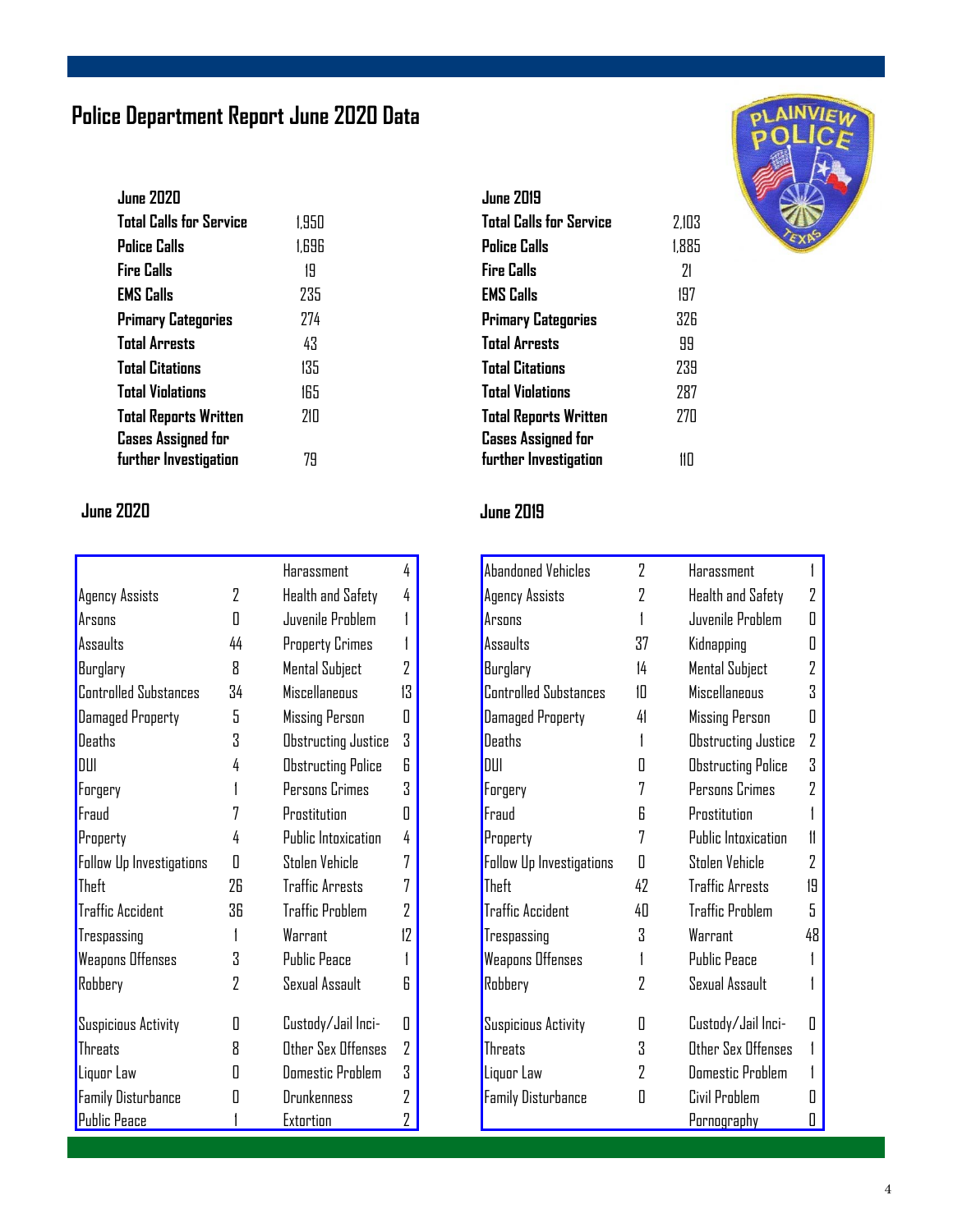# Police Department Report June 2020 Data

| June 2020 | |
|---|---|
| Total Calls for Service | 1,950 |
| Police Calls | 1,696 |
| Fire Calls | 19 |
| EMS Calls | 235 |
| Primary Categories | 274 |
| Total Arrests | 43 |
| Total Citations | 135 |
| Total Violations | 165 |
| Total Reports Written | 210 |
| Cases Assigned for further Investigation | 79 |

| June 2019 | |
|---|---|
| Total Calls for Service | 2,103 |
| Police Calls | 1,885 |
| Fire Calls | 21 |
| EMS Calls | 197 |
| Primary Categories | 326 |
| Total Arrests | 99 |
| Total Citations | 239 |
| Total Violations | 287 |
| Total Reports Written | 270 |
| Cases Assigned for further Investigation | 110 |

## June 2020

| | | | |
|---|---|---|---|
| | | Harassment | 4 |
| Agency Assists | 2 | Health and Safety | 4 |
| Arsons | 0 | Juvenile Problem | 1 |
| Assaults | 44 | Property Crimes | 1 |
| Burglary | 8 | Mental Subject | 2 |
| Controlled Substances | 34 | Miscellaneous | 13 |
| Damaged Property | 5 | Missing Person | 0 |
| Deaths | 3 | Obstructing Justice | 3 |
| DUI | 4 | Obstructing Police | 6 |
| Forgery | 1 | Persons Crimes | 3 |
| Fraud | 7 | Prostitution | 0 |
| Property | 4 | Public Intoxication | 4 |
| Follow Up Investigations | 0 | Stolen Vehicle | 7 |
| Theft | 26 | Traffic Arrests | 7 |
| Traffic Accident | 36 | Traffic Problem | 2 |
| Trespassing | 1 | Warrant | 12 |
| Weapons Offenses | 3 | Public Peace | 1 |
| Robbery | 2 | Sexual Assault | 6 |
| Suspicious Activity | 0 | Custody/Jail Inci- | 0 |
| Threats | 8 | Other Sex Offenses | 2 |
| Liquor Law | 0 | Domestic Problem | 3 |
| Family Disturbance | 0 | Drunkenness | 2 |
| Public Peace | 1 | Extortion | 2 |

## June 2019

| | | | |
|---|---|---|---|
| Abandoned Vehicles | 2 | Harassment | 1 |
| Agency Assists | 2 | Health and Safety | 2 |
| Arsons | 1 | Juvenile Problem | 0 |
| Assaults | 37 | Kidnapping | 0 |
| Burglary | 14 | Mental Subject | 2 |
| Controlled Substances | 10 | Miscellaneous | 3 |
| Damaged Property | 41 | Missing Person | 0 |
| Deaths | 1 | Obstructing Justice | 2 |
| DUI | 0 | Obstructing Police | 3 |
| Forgery | 7 | Persons Crimes | 2 |
| Fraud | 6 | Prostitution | 1 |
| Property | 7 | Public Intoxication | 11 |
| Follow Up Investigations | 0 | Stolen Vehicle | 2 |
| Theft | 42 | Traffic Arrests | 19 |
| Traffic Accident | 40 | Traffic Problem | 5 |
| Trespassing | 3 | Warrant | 48 |
| Weapons Offenses | 1 | Public Peace | 1 |
| Robbery | 2 | Sexual Assault | 1 |
| Suspicious Activity | 0 | Custody/Jail Inci- | 0 |
| Threats | 3 | Other Sex Offenses | 1 |
| Liquor Law | 2 | Domestic Problem | 1 |
| Family Disturbance | 0 | Civil Problem | 0 |
| | | Pornography | 0 |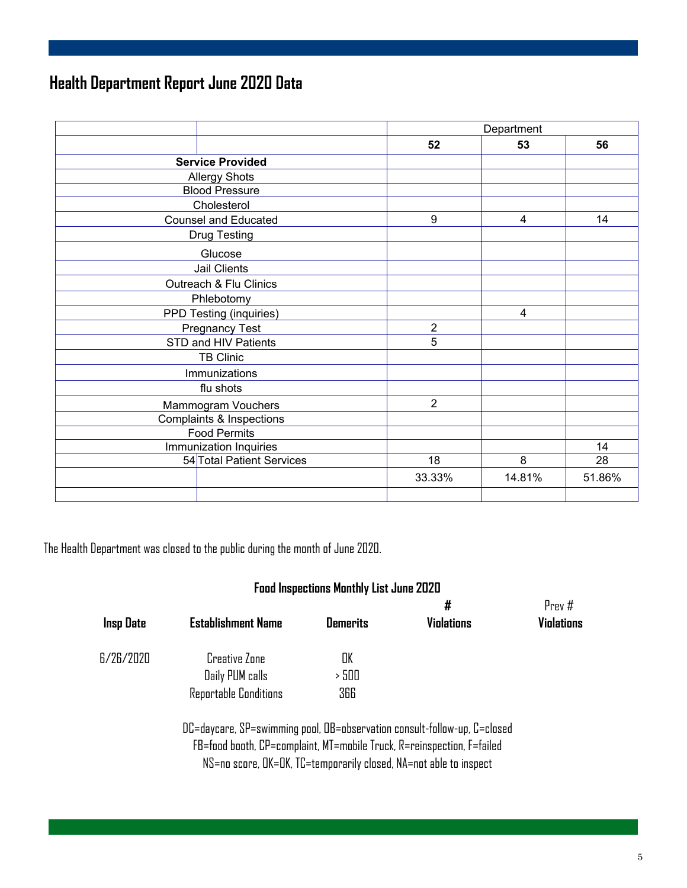## Health Department Report June 2020 Data

| | | Department | | |
|---|---|---|---|---|
| | | 52 | 53 | 56 |
| **Service Provided** | | | | |
| Allergy Shots | | | | |
| Blood Pressure | | | | |
| Cholesterol | | | | |
| Counsel and Educated | | 9 | 4 | 14 |
| Drug Testing | | | | |
| Glucose | | | | |
| Jail Clients | | | | |
| Outreach & Flu Clinics | | | | |
| Phlebotomy | | | | |
| PPD Testing (inquiries) | | | 4 | |
| Pregnancy Test | | 2 | | |
| STD and HIV Patients | | 5 | | |
| TB Clinic | | | | |
| Immunizations | | | | |
| flu shots | | | | |
| Mammogram Vouchers | | 2 | | |
| Complaints & Inspections | | | | |
| Food Permits | | | | |
| Immunization Inquiries | | | | 14 |
| 54 | Total Patient Services | 18 | 8 | 28 |
| | | 33.33% | 14.81% | 51.86% |
| | | | | |

The Health Department was closed to the public during the month of June 2020.

### Food Inspections Monthly List June 2020

| Insp Date | Establishment Name | Demerits | # Violations | Prev # Violations |
|---|---|---|---|---|
| 6/26/2020 | Creative Zone | OK | | |
| | Daily PUM calls | > 500 | | |
| | Reportable Conditions | 366 | | |

DC=daycare, SP=swimming pool, OB=observation consult-follow-up, C=closed
FB=food booth, CP=complaint, MT=mobile Truck, R=reinspection, F=failed
NS=no score, OK=OK, TC=temporarily closed, NA=not able to inspect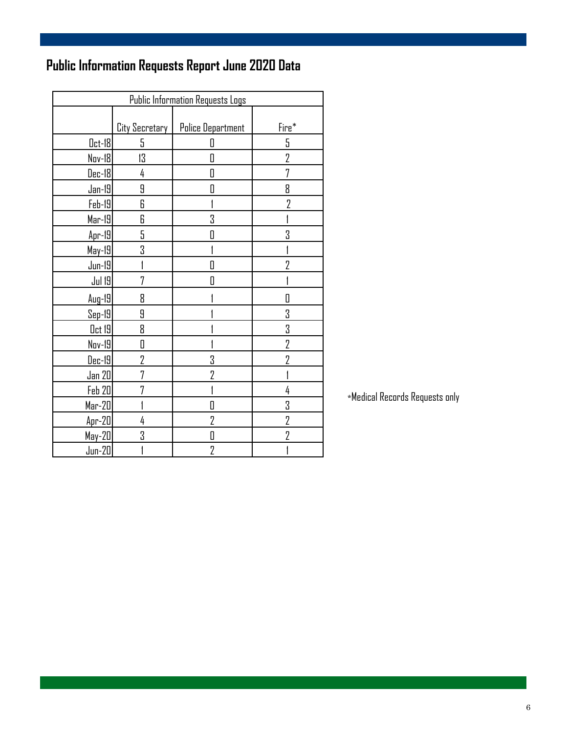# Public Information Requests Report June 2020 Data

| Public Information Requests Logs | | | |
|---|---|---|---|
| | City Secretary | Police Department | Fire* |
| Oct-18 | 5 | 0 | 5 |
| Nov-18 | 13 | 0 | 2 |
| Dec-18 | 4 | 0 | 7 |
| Jan-19 | 9 | 0 | 8 |
| Feb-19 | 6 | 1 | 2 |
| Mar-19 | 6 | 3 | 1 |
| Apr-19 | 5 | 0 | 3 |
| May-19 | 3 | 1 | 1 |
| Jun-19 | 1 | 0 | 2 |
| Jul 19 | 7 | 0 | 1 |
| Aug-19 | 8 | 1 | 0 |
| Sep-19 | 9 | 1 | 3 |
| Oct 19 | 8 | 1 | 3 |
| Nov-19 | 0 | 1 | 2 |
| Dec-19 | 2 | 3 | 2 |
| Jan 20 | 7 | 2 | 1 |
| Feb 20 | 7 | 1 | 4 |
| Mar-20 | 1 | 0 | 3 |
| Apr-20 | 4 | 2 | 2 |
| May-20 | 3 | 0 | 2 |
| Jun-20 | 1 | 2 | 1 |

*Medical Records Requests only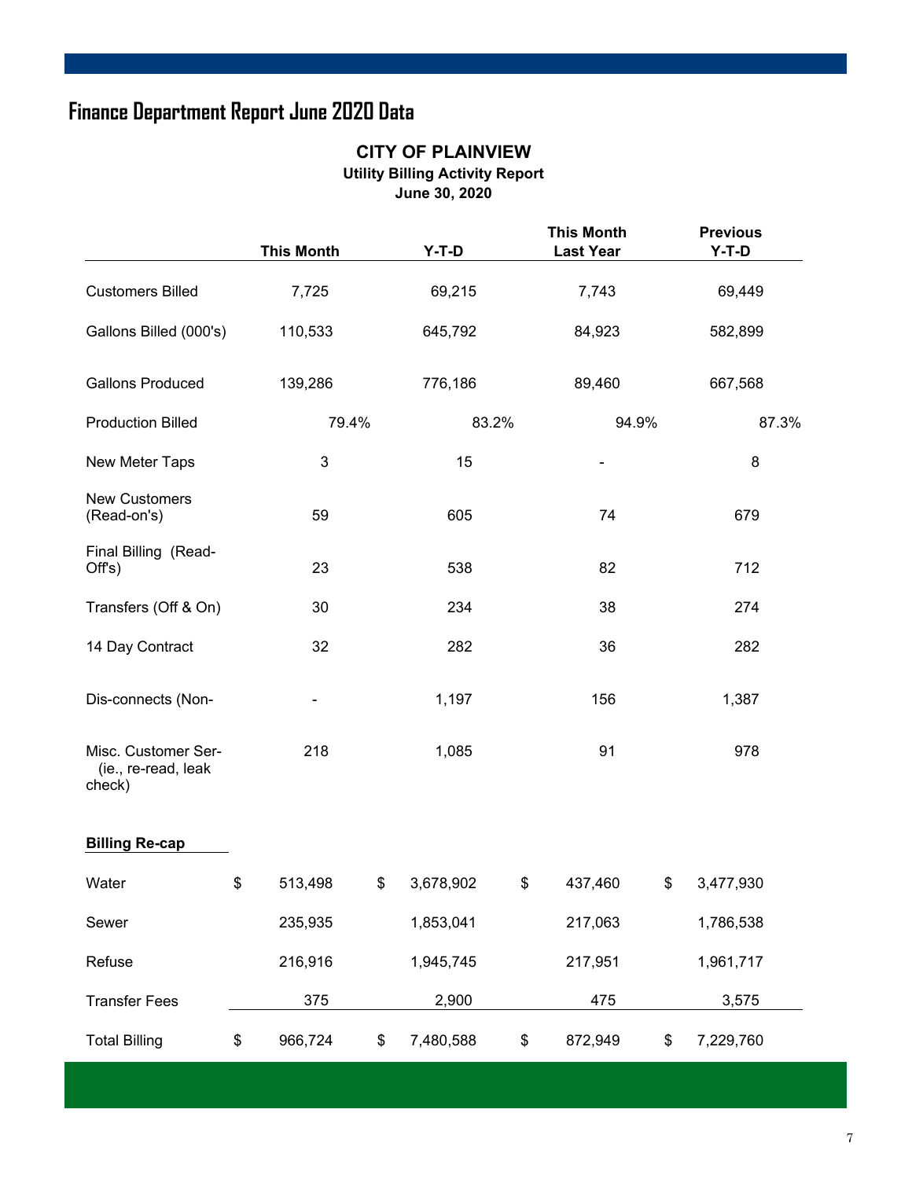# Finance Department Report June 2020 Data

## CITY OF PLAINVIEW

### Utility Billing Activity Report

### June 30, 2020

| | This Month | Y-T-D | This Month Last Year | Previous Y-T-D |
|---|---|---|---|---|
| Customers Billed | 7,725 | 69,215 | 7,743 | 69,449 |
| Gallons Billed (000's) | 110,533 | 645,792 | 84,923 | 582,899 |
| Gallons Produced | 139,286 | 776,186 | 89,460 | 667,568 |
| Production Billed | 79.4% | 83.2% | 94.9% | 87.3% |
| New Meter Taps | 3 | 15 | - | 8 |
| New Customers (Read-on's) | 59 | 605 | 74 | 679 |
| Final Billing (Read-Off's) | 23 | 538 | 82 | 712 |
| Transfers (Off & On) | 30 | 234 | 38 | 274 |
| 14 Day Contract | 32 | 282 | 36 | 282 |
| Dis-connects (Non- | - | 1,197 | 156 | 1,387 |
| Misc. Customer Ser- (ie., re-read, leak check) | 218 | 1,085 | 91 | 978 |
| **Billing Re-cap** | | | | |
| Water | $ 513,498 | $ 3,678,902 | $ 437,460 | $ 3,477,930 |
| Sewer | 235,935 | 1,853,041 | 217,063 | 1,786,538 |
| Refuse | 216,916 | 1,945,745 | 217,951 | 1,961,717 |
| Transfer Fees | 375 | 2,900 | 475 | 3,575 |
| Total Billing | $ 966,724 | $ 7,480,588 | $ 872,949 | $ 7,229,760 |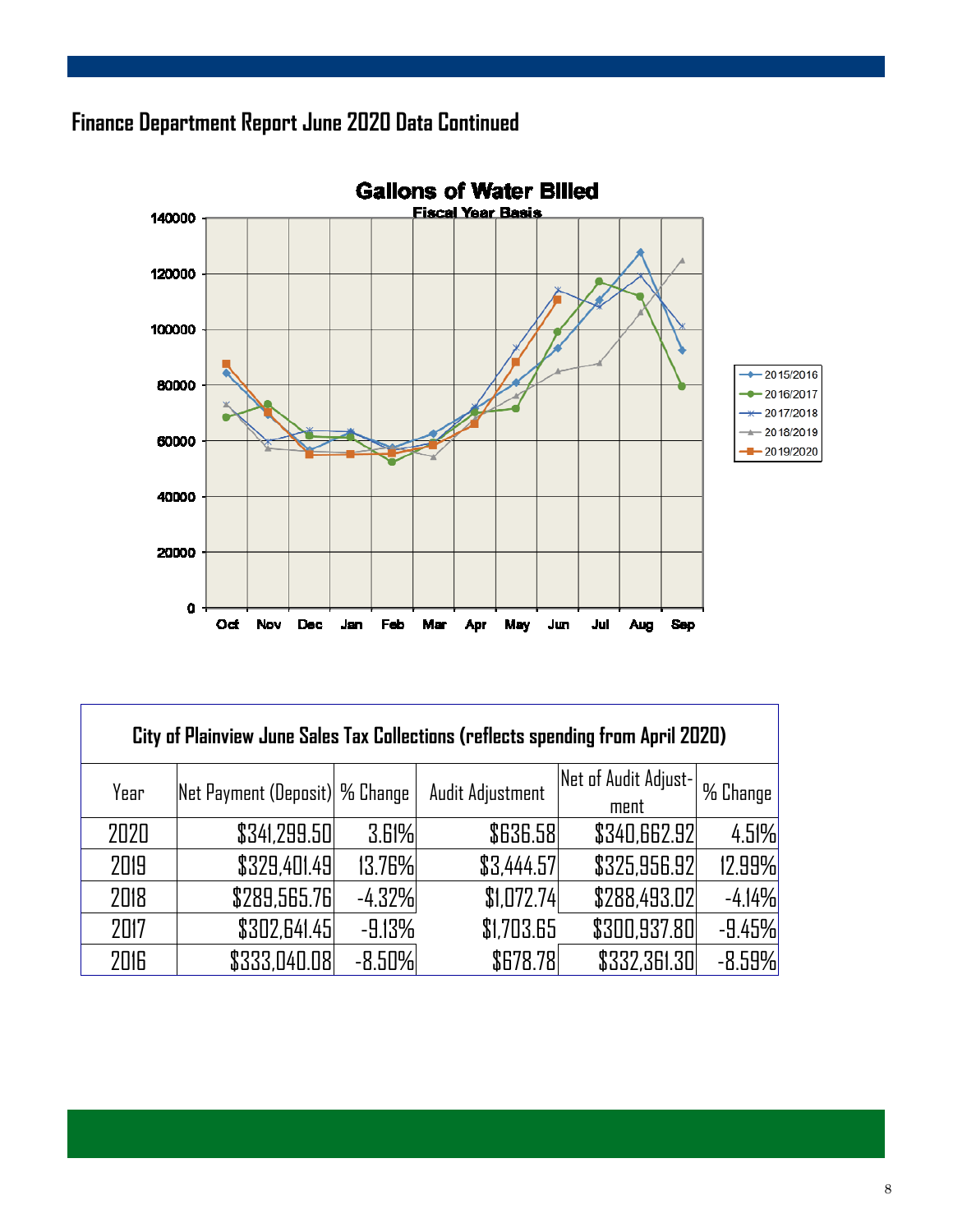## Finance Department Report June 2020 Data Continued

**Gallons of Water Billed**

Fiscal Year Basis

| City of Plainview June Sales Tax Collections (reflects spending from April 2020) | | | | | |
|---|---|---|---|---|---|
| Year | Net Payment (Deposit) | % Change | Audit Adjustment | Net of Audit Adjustment | % Change |
| 2020 | $341,299.50 | 3.61% | $636.58 | $340,662.92 | 4.51% |
| 2019 | $329,401.49 | 13.76% | $3,444.57 | $325,956.92 | 12.99% |
| 2018 | $289,565.76 | -4.32% | $1,072.74 | $288,493.02 | -4.14% |
| 2017 | $302,641.45 | -9.13% | $1,703.65 | $300,937.80 | -9.45% |
| 2016 | $333,040.08 | -8.50% | $678.78 | $332,361.30 | -8.59% |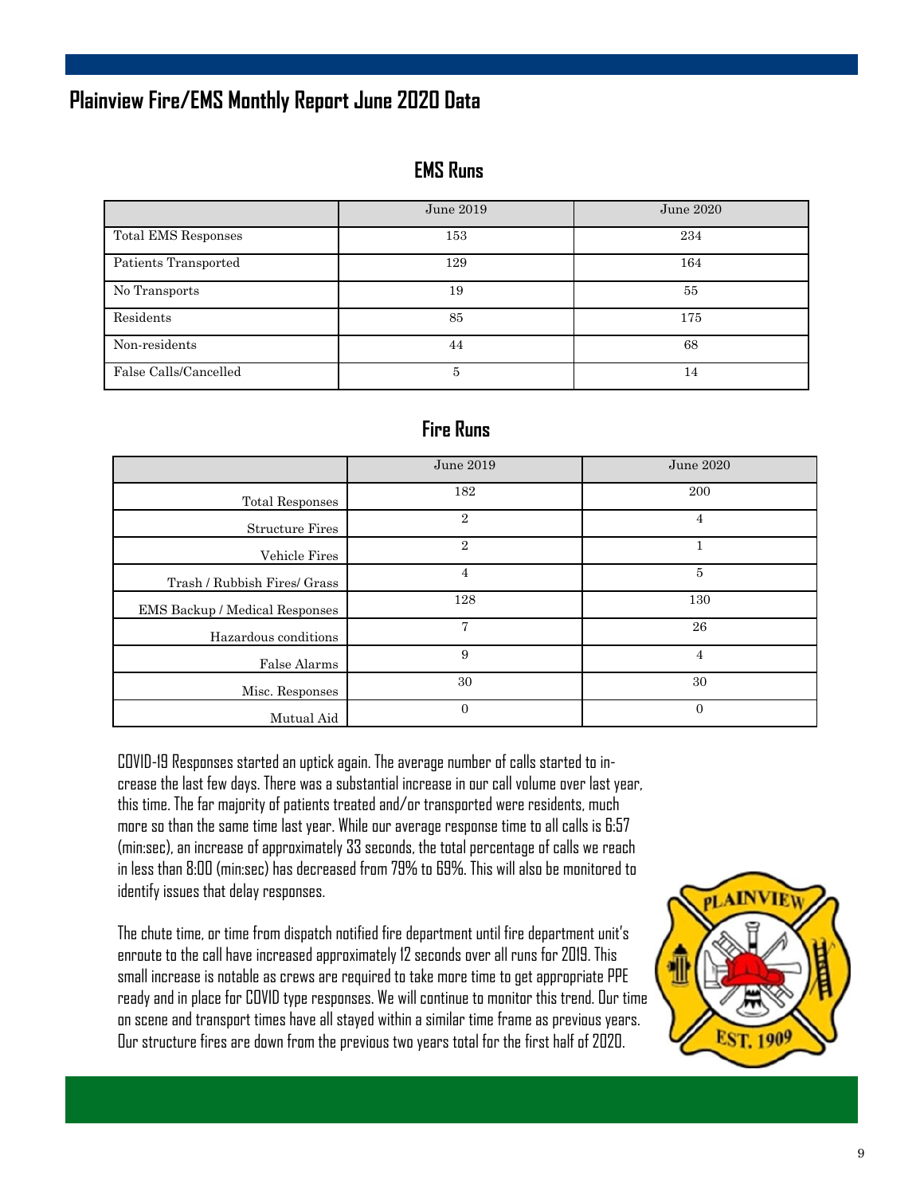## Plainview Fire/EMS Monthly Report June 2020 Data

### EMS Runs

| | June 2019 | June 2020 |
|---|---|---|
| Total EMS Responses | 153 | 234 |
| Patients Transported | 129 | 164 |
| No Transports | 19 | 55 |
| Residents | 85 | 175 |
| Non-residents | 44 | 68 |
| False Calls/Cancelled | 5 | 14 |

### Fire Runs

| | June 2019 | June 2020 |
|---|---|---|
| Total Responses | 182 | 200 |
| Structure Fires | 2 | 4 |
| Vehicle Fires | 2 | 1 |
| Trash / Rubbish Fires/ Grass | 4 | 5 |
| EMS Backup / Medical Responses | 128 | 130 |
| Hazardous conditions | 7 | 26 |
| False Alarms | 9 | 4 |
| Misc. Responses | 30 | 30 |
| Mutual Aid | 0 | 0 |

COVID-19 Responses started an uptick again. The average number of calls started to increase the last few days. There was a substantial increase in our call volume over last year, this time. The far majority of patients treated and/or transported were residents, much more so than the same time last year. While our average response time to all calls is 6:57 (min:sec), an increase of approximately 33 seconds, the total percentage of calls we reach in less than 8:00 (min:sec) has decreased from 79% to 69%. This will also be monitored to identify issues that delay responses.

The chute time, or time from dispatch notified fire department until fire department unit's enroute to the call have increased approximately 12 seconds over all runs for 2019. This small increase is notable as crews are required to take more time to get appropriate PPE ready and in place for COVID type responses. We will continue to monitor this trend. Our time on scene and transport times have all stayed within a similar time frame as previous years. Our structure fires are down from the previous two years total for the first half of 2020.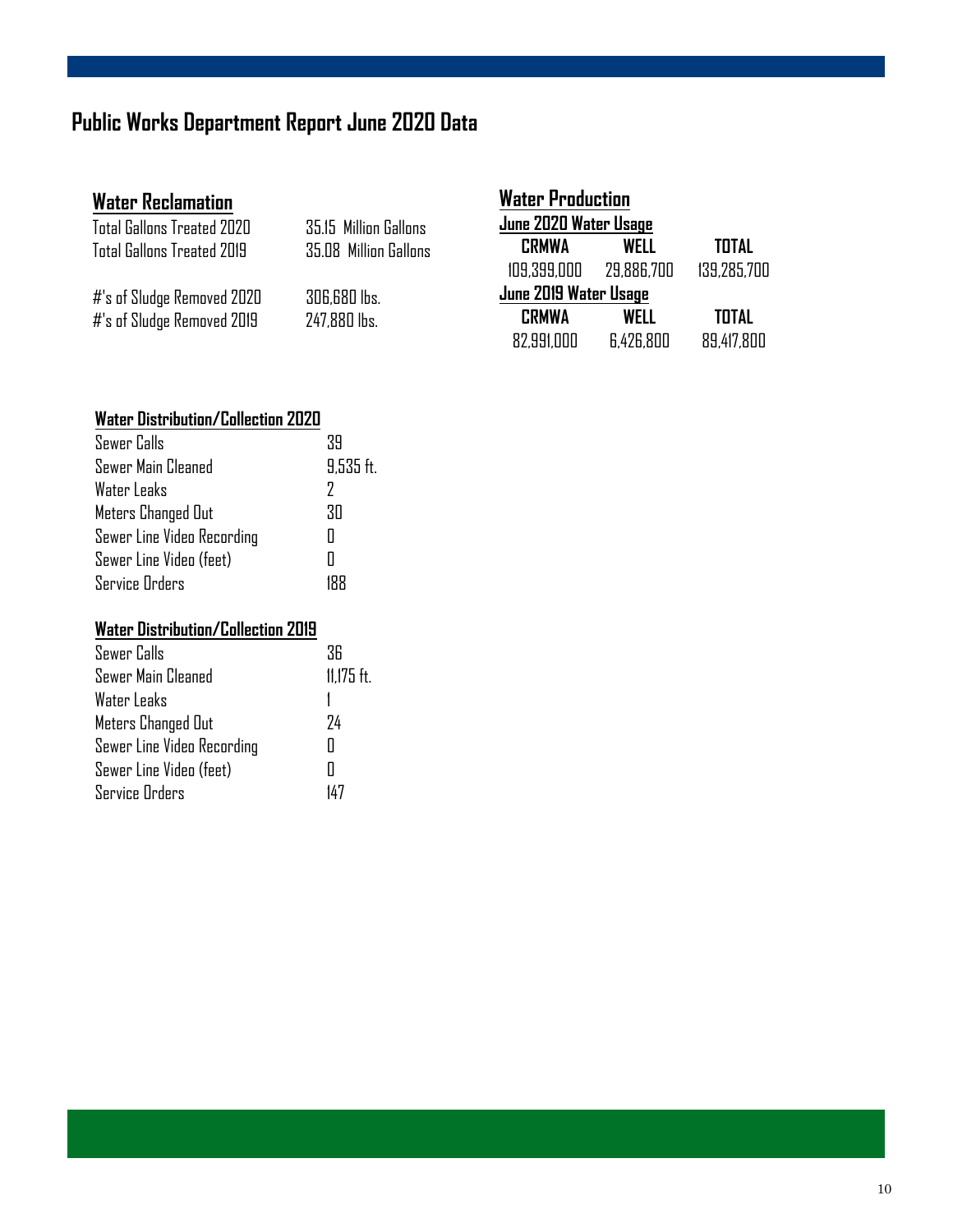# Public Works Department Report June 2020 Data

## Water Reclamation

| | |
|---|---|
| Total Gallons Treated 2020 | 35.15 Million Gallons |
| Total Gallons Treated 2019 | 35.08 Million Gallons |
| #'s of Sludge Removed 2020 | 306,680 lbs. |
| #'s of Sludge Removed 2019 | 247,880 lbs. |

## Water Production

**June 2020 Water Usage**

| CRMWA | WELL | TOTAL |
|---|---|---|
| 109,399,000 | 29,886,700 | 139,285,700 |

**June 2019 Water Usage**

| CRMWA | WELL | TOTAL |
|---|---|---|
| 82,991,000 | 6,426,800 | 89,417,800 |

### Water Distribution/Collection 2020

| | |
|---|---|
| Sewer Calls | 39 |
| Sewer Main Cleaned | 9,535 ft. |
| Water Leaks | 2 |
| Meters Changed Out | 30 |
| Sewer Line Video Recording | 0 |
| Sewer Line Video (feet) | 0 |
| Service Orders | 188 |

### Water Distribution/Collection 2019

| | |
|---|---|
| Sewer Calls | 36 |
| Sewer Main Cleaned | 11,175 ft. |
| Water Leaks | 1 |
| Meters Changed Out | 24 |
| Sewer Line Video Recording | 0 |
| Sewer Line Video (feet) | 0 |
| Service Orders | 147 |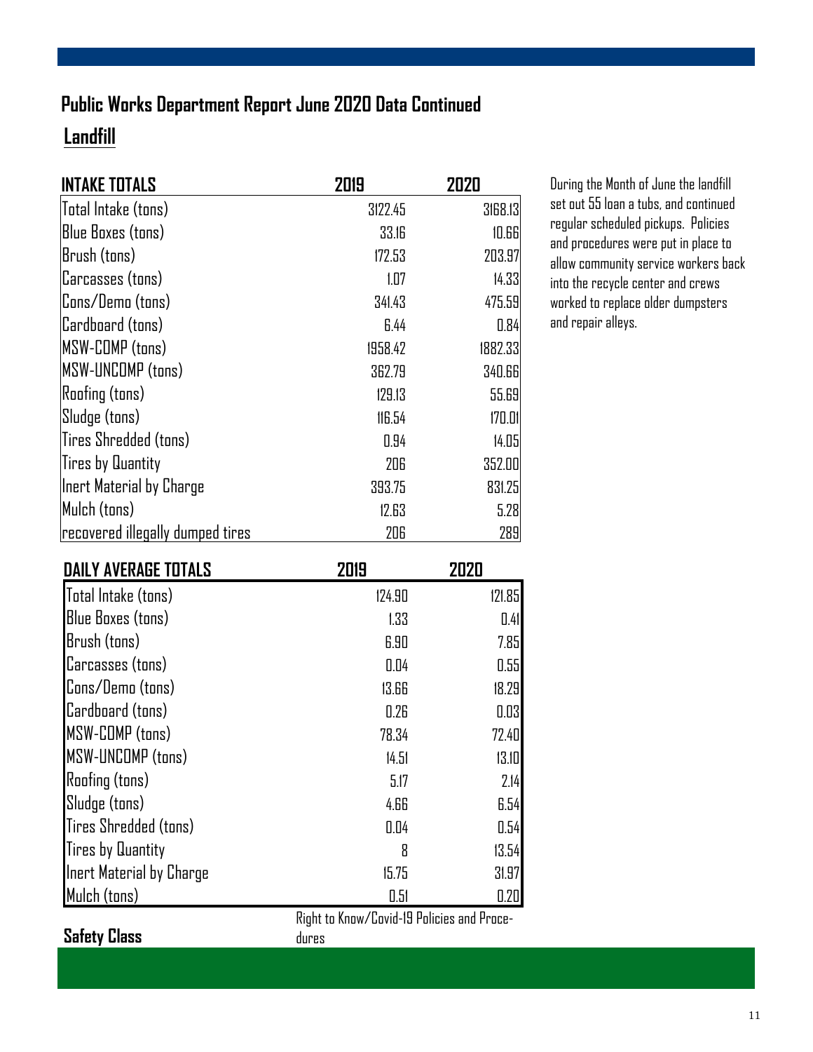## Public Works Department Report June 2020 Data Continued

### Landfill

| INTAKE TOTALS | 2019 | 2020 |
|---|---|---|
| Total Intake (tons) | 3122.45 | 3168.13 |
| Blue Boxes (tons) | 33.16 | 10.66 |
| Brush (tons) | 172.53 | 203.97 |
| Carcasses (tons) | 1.07 | 14.33 |
| Cons/Demo (tons) | 341.43 | 475.59 |
| Cardboard (tons) | 6.44 | 0.84 |
| MSW-COMP (tons) | 1958.42 | 1882.33 |
| MSW-UNCOMP (tons) | 362.79 | 340.66 |
| Roofing (tons) | 129.13 | 55.69 |
| Sludge (tons) | 116.54 | 170.01 |
| Tires Shredded (tons) | 0.94 | 14.05 |
| Tires by Quantity | 206 | 352.00 |
| Inert Material by Charge | 393.75 | 831.25 |
| Mulch (tons) | 12.63 | 5.28 |
| recovered illegally dumped tires | 206 | 289 |

During the Month of June the landfill set out 55 loan a tubs, and continued regular scheduled pickups. Policies and procedures were put in place to allow community service workers back into the recycle center and crews worked to replace older dumpsters and repair alleys.

| DAILY AVERAGE TOTALS | 2019 | 2020 |
|---|---|---|
| Total Intake (tons) | 124.90 | 121.85 |
| Blue Boxes (tons) | 1.33 | 0.41 |
| Brush (tons) | 6.90 | 7.85 |
| Carcasses (tons) | 0.04 | 0.55 |
| Cons/Demo (tons) | 13.66 | 18.29 |
| Cardboard (tons) | 0.26 | 0.03 |
| MSW-COMP (tons) | 78.34 | 72.40 |
| MSW-UNCOMP (tons) | 14.51 | 13.10 |
| Roofing (tons) | 5.17 | 2.14 |
| Sludge (tons) | 4.66 | 6.54 |
| Tires Shredded (tons) | 0.04 | 0.54 |
| Tires by Quantity | 8 | 13.54 |
| Inert Material by Charge | 15.75 | 31.97 |
| Mulch (tons) | 0.51 | 0.20 |

**Safety Class** Right to Know/Covid-19 Policies and Procedures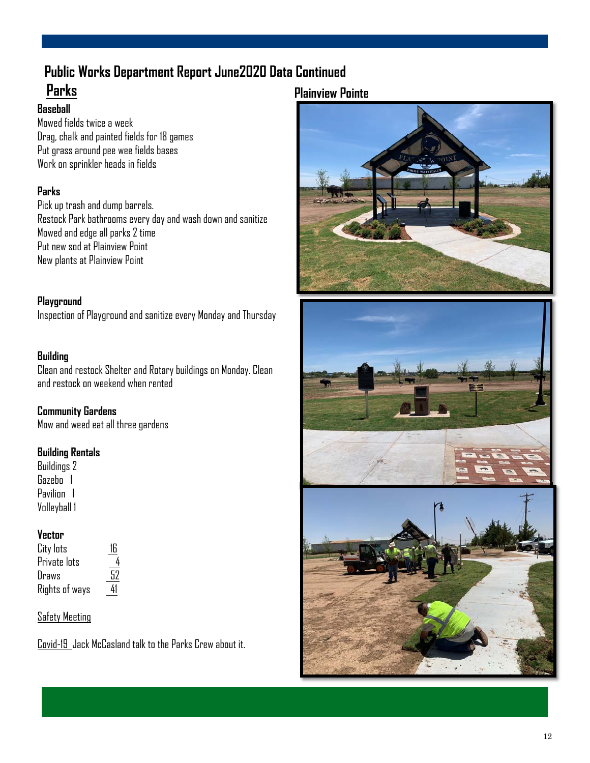# Public Works Department Report June2020 Data Continued

## Parks

### Baseball

Mowed fields twice a week
Drag, chalk and painted fields for 18 games
Put grass around pee wee fields bases
Work on sprinkler heads in fields

### Parks

Pick up trash and dump barrels.
Restock Park bathrooms every day and wash down and sanitize
Mowed and edge all parks 2 time
Put new sod at Plainview Point
New plants at Plainview Point

### Playground

Inspection of Playground and sanitize every Monday and Thursday

### Building

Clean and restock Shelter and Rotary buildings on Monday. Clean and restock on weekend when rented

### Community Gardens

Mow and weed eat all three gardens

### Building Rentals

Buildings 2
Gazebo 1
Pavilion 1
Volleyball 1

### Vector

| | |
|---|---|
| City lots | 16 |
| Private lots | 4 |
| Draws | 52 |
| Rights of ways | 41 |

Safety Meeting

Covid-19 Jack McCasland talk to the Parks Crew about it.

## Plainview Pointe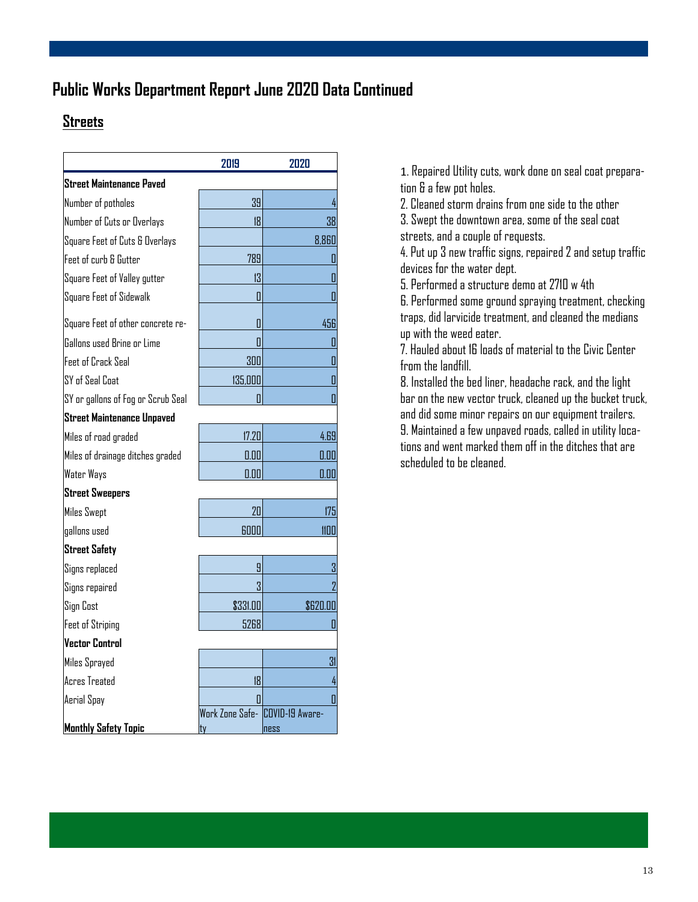## Public Works Department Report June 2020 Data Continued

### Streets

| | 2019 | 2020 |
|---|---|---|
| **Street Maintenance Paved** | | |
| Number of potholes | 39 | 4 |
| Number of Cuts or Overlays | 18 | 38 |
| Square Feet of Cuts & Overlays | | 8,860 |
| Feet of curb & Gutter | 789 | 0 |
| Square Feet of Valley gutter | 13 | 0 |
| Square Feet of Sidewalk | 0 | 0 |
| Square Feet of other concrete re- | 0 | 456 |
| Gallons used Brine or Lime | 0 | 0 |
| Feet of Crack Seal | 300 | 0 |
| SY of Seal Coat | 135,000 | 0 |
| SY or gallons of Fog or Scrub Seal | 0 | 0 |
| **Street Maintenance Unpaved** | | |
| Miles of road graded | 17.20 | 4.69 |
| Miles of drainage ditches graded | 0.00 | 0.00 |
| Water Ways | 0.00 | 0.00 |
| **Street Sweepers** | | |
| Miles Swept | 20 | 175 |
| gallons used | 6000 | 1100 |
| **Street Safety** | | |
| Signs replaced | 9 | 3 |
| Signs repaired | 3 | 2 |
| Sign Cost | $331.00 | $620.00 |
| Feet of Striping | 5268 | 0 |
| **Vector Control** | | |
| Miles Sprayed | | 31 |
| Acres Treated | 18 | 4 |
| Aerial Spay | 0 | 0 |
| **Monthly Safety Topic** | Work Zone Safety | COVID-19 Awareness |

1. Repaired Utility cuts, work done on seal coat preparation & a few pot holes.
2. Cleaned storm drains from one side to the other
3. Swept the downtown area, some of the seal coat streets, and a couple of requests.
4. Put up 3 new traffic signs, repaired 2 and setup traffic devices for the water dept.
5. Performed a structure demo at 2710 w 4th
6. Performed some ground spraying treatment, checking traps, did larvicide treatment, and cleaned the medians up with the weed eater.
7. Hauled about 16 loads of material to the Civic Center from the landfill.
8. Installed the bed liner, headache rack, and the light bar on the new vector truck, cleaned up the bucket truck, and did some minor repairs on our equipment trailers.
9. Maintained a few unpaved roads, called in utility locations and went marked them off in the ditches that are scheduled to be cleaned.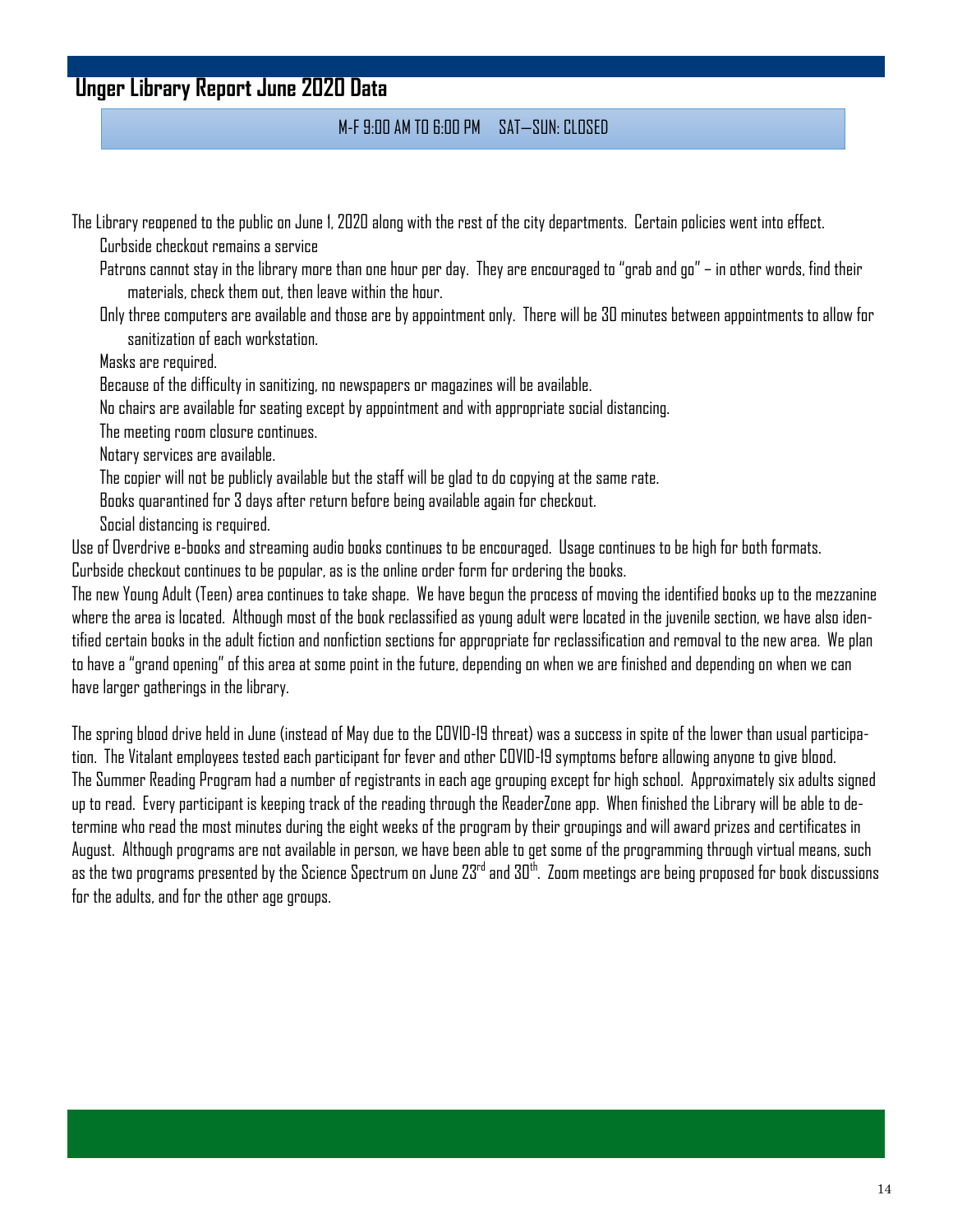## Unger Library Report June 2020 Data

M-F 9:00 AM TO 6:00 PM SAT—SUN: CLOSED

The Library reopened to the public on June 1, 2020 along with the rest of the city departments. Certain policies went into effect.

- Curbside checkout remains a service
- Patrons cannot stay in the library more than one hour per day. They are encouraged to "grab and go" – in other words, find their materials, check them out, then leave within the hour.
- Only three computers are available and those are by appointment only. There will be 30 minutes between appointments to allow for sanitization of each workstation.
- Masks are required.
- Because of the difficulty in sanitizing, no newspapers or magazines will be available.
- No chairs are available for seating except by appointment and with appropriate social distancing.
- The meeting room closure continues.
- Notary services are available.
- The copier will not be publicly available but the staff will be glad to do copying at the same rate.
- Books quarantined for 3 days after return before being available again for checkout.
- Social distancing is required.

Use of Overdrive e-books and streaming audio books continues to be encouraged. Usage continues to be high for both formats. Curbside checkout continues to be popular, as is the online order form for ordering the books.

The new Young Adult (Teen) area continues to take shape. We have begun the process of moving the identified books up to the mezzanine where the area is located. Although most of the book reclassified as young adult were located in the juvenile section, we have also identified certain books in the adult fiction and nonfiction sections for appropriate for reclassification and removal to the new area. We plan to have a "grand opening" of this area at some point in the future, depending on when we are finished and depending on when we can have larger gatherings in the library.

The spring blood drive held in June (instead of May due to the COVID-19 threat) was a success in spite of the lower than usual participation. The Vitalant employees tested each participant for fever and other COVID-19 symptoms before allowing anyone to give blood. The Summer Reading Program had a number of registrants in each age grouping except for high school. Approximately six adults signed up to read. Every participant is keeping track of the reading through the ReaderZone app. When finished the Library will be able to determine who read the most minutes during the eight weeks of the program by their groupings and will award prizes and certificates in August. Although programs are not available in person, we have been able to get some of the programming through virtual means, such as the two programs presented by the Science Spectrum on June 23rd and 30th. Zoom meetings are being proposed for book discussions for the adults, and for the other age groups.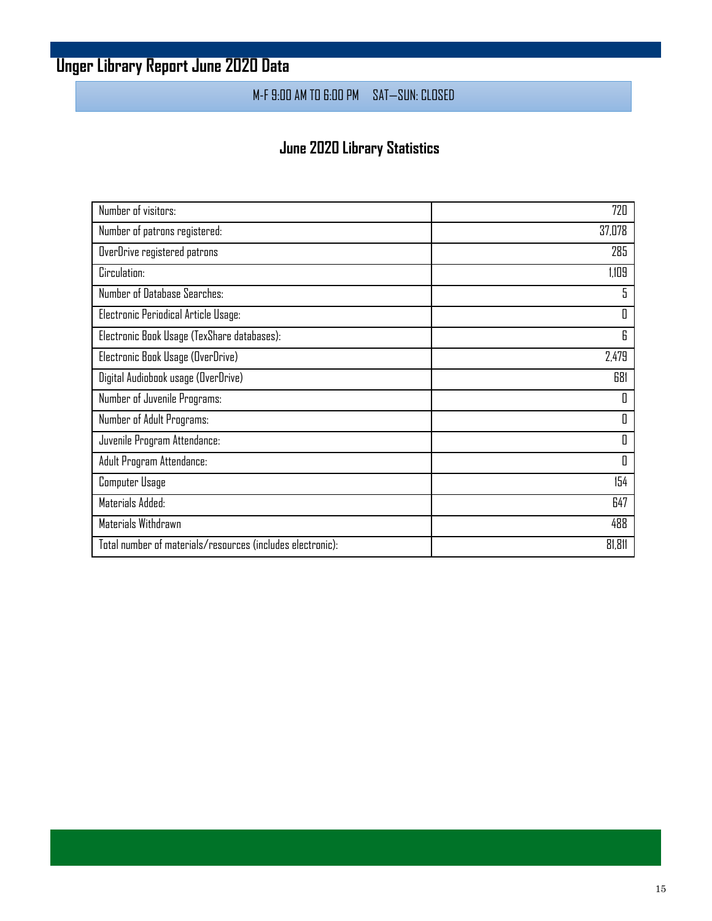# Unger Library Report June 2020 Data

M-F 9:00 AM TO 6:00 PM SAT—SUN: CLOSED

## June 2020 Library Statistics

| | |
|---|---:|
| Number of visitors: | 720 |
| Number of patrons registered: | 37,078 |
| OverDrive registered patrons | 285 |
| Circulation: | 1,109 |
| Number of Database Searches: | 5 |
| Electronic Periodical Article Usage: | 0 |
| Electronic Book Usage (TexShare databases): | 6 |
| Electronic Book Usage (OverDrive) | 2,479 |
| Digital Audiobook usage (OverDrive) | 681 |
| Number of Juvenile Programs: | 0 |
| Number of Adult Programs: | 0 |
| Juvenile Program Attendance: | 0 |
| Adult Program Attendance: | 0 |
| Computer Usage | 154 |
| Materials Added: | 647 |
| Materials Withdrawn | 488 |
| Total number of materials/resources (includes electronic): | 81,811 |